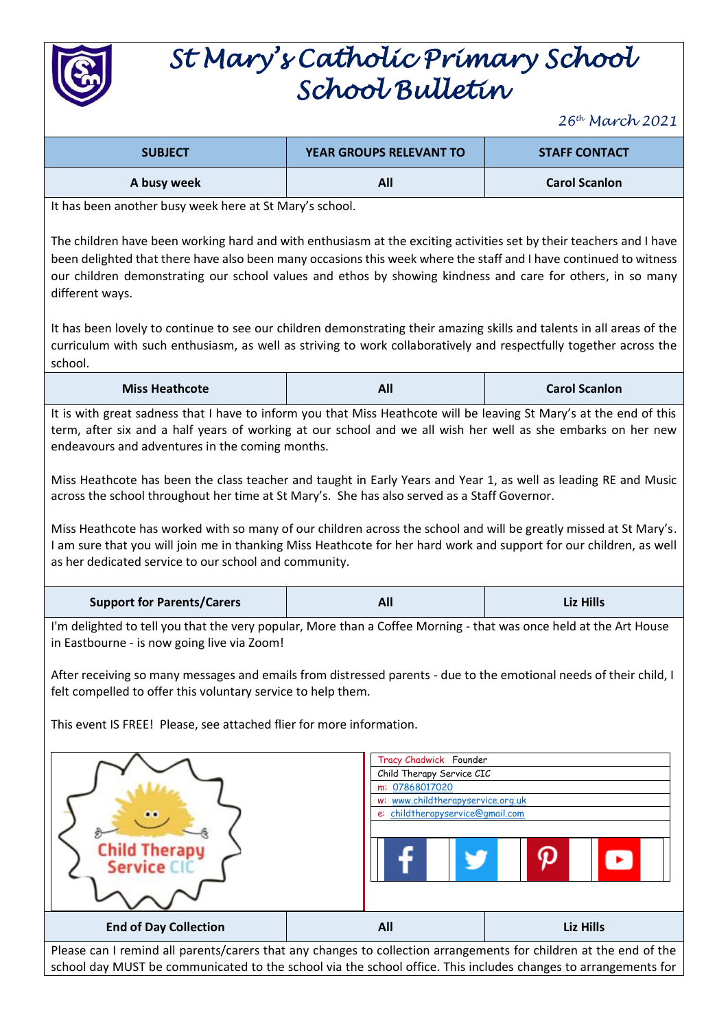# St Mary's Catholic Primary School School Bulletin

*26th March 2021*

| SUBJECT | YEAR GROUPS RELEVANT TO | STAFF CONTACT |
|---|---|---|
| A busy week | All | Carol Scanlon |

It has been another busy week here at St Mary's school.

The children have been working hard and with enthusiasm at the exciting activities set by their teachers and I have been delighted that there have also been many occasions this week where the staff and I have continued to witness our children demonstrating our school values and ethos by showing kindness and care for others, in so many different ways.

It has been lovely to continue to see our children demonstrating their amazing skills and talents in all areas of the curriculum with such enthusiasm, as well as striving to work collaboratively and respectfully together across the school.

| Miss Heathcote | All | Carol Scanlon |
|---|---|---|

It is with great sadness that I have to inform you that Miss Heathcote will be leaving St Mary's at the end of this term, after six and a half years of working at our school and we all wish her well as she embarks on her new endeavours and adventures in the coming months.

Miss Heathcote has been the class teacher and taught in Early Years and Year 1, as well as leading RE and Music across the school throughout her time at St Mary's. She has also served as a Staff Governor.

Miss Heathcote has worked with so many of our children across the school and will be greatly missed at St Mary's. I am sure that you will join me in thanking Miss Heathcote for her hard work and support for our children, as well as her dedicated service to our school and community.

| Support for Parents/Carers | All | Liz Hills |
|---|---|---|

I'm delighted to tell you that the very popular, More than a Coffee Morning - that was once held at the Art House in Eastbourne - is now going live via Zoom!

After receiving so many messages and emails from distressed parents - due to the emotional needs of their child, I felt compelled to offer this voluntary service to help them.

This event IS FREE! Please, see attached flier for more information.

Child Therapy Service CIC

Tracy Chadwick Founder
Child Therapy Service CIC
m: 07868017020
w: www.childtherapyservice.org.uk
e: childtherapyservice@gmail.com

| End of Day Collection | All | Liz Hills |
|---|---|---|

Please can I remind all parents/carers that any changes to collection arrangements for children at the end of the school day MUST be communicated to the school via the school office. This includes changes to arrangements for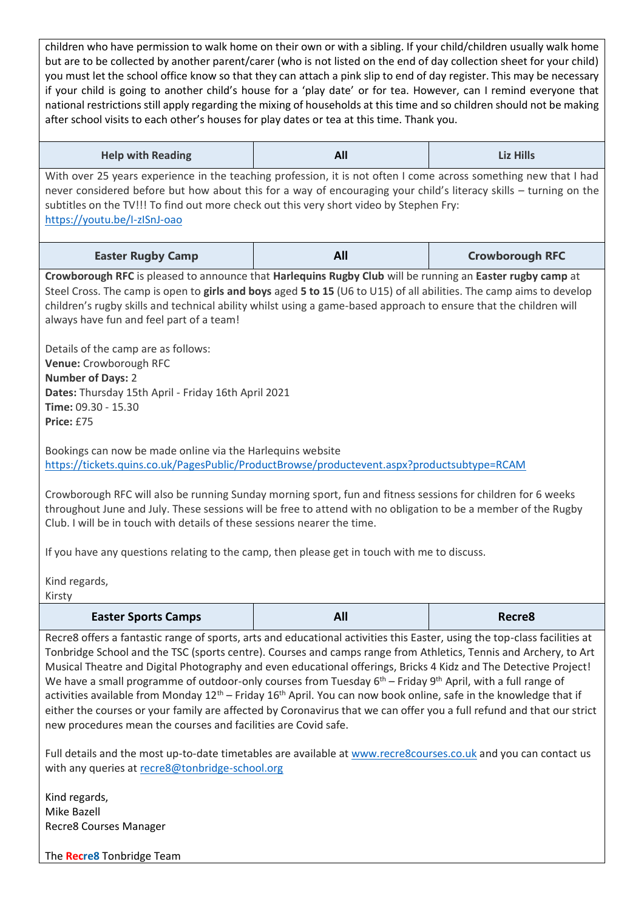children who have permission to walk home on their own or with a sibling. If your child/children usually walk home but are to be collected by another parent/carer (who is not listed on the end of day collection sheet for your child) you must let the school office know so that they can attach a pink slip to end of day register. This may be necessary if your child is going to another child's house for a 'play date' or for tea. However, can I remind everyone that national restrictions still apply regarding the mixing of households at this time and so children should not be making after school visits to each other's houses for play dates or tea at this time. Thank you.

| Help with Reading | All | Liz Hills |
|---|---|---|

With over 25 years experience in the teaching profession, it is not often I come across something new that I had never considered before but how about this for a way of encouraging your child's literacy skills – turning on the subtitles on the TV!!! To find out more check out this very short video by Stephen Fry:
https://youtu.be/I-zISnJ-oao

| Easter Rugby Camp | All | Crowborough RFC |
|---|---|---|

**Crowborough RFC** is pleased to announce that **Harlequins Rugby Club** will be running an **Easter rugby camp** at Steel Cross. The camp is open to **girls and boys** aged **5 to 15** (U6 to U15) of all abilities. The camp aims to develop children's rugby skills and technical ability whilst using a game-based approach to ensure that the children will always have fun and feel part of a team!

Details of the camp are as follows:
**Venue:** Crowborough RFC
**Number of Days:** 2
**Dates:** Thursday 15th April - Friday 16th April 2021
**Time:** 09.30 - 15.30
**Price:** £75

Bookings can now be made online via the Harlequins website
https://tickets.quins.co.uk/PagesPublic/ProductBrowse/productevent.aspx?productsubtype=RCAM

Crowborough RFC will also be running Sunday morning sport, fun and fitness sessions for children for 6 weeks throughout June and July. These sessions will be free to attend with no obligation to be a member of the Rugby Club. I will be in touch with details of these sessions nearer the time.

If you have any questions relating to the camp, then please get in touch with me to discuss.

Kind regards,
Kirsty

| Easter Sports Camps | All | Recre8 |
|---|---|---|

Recre8 offers a fantastic range of sports, arts and educational activities this Easter, using the top-class facilities at Tonbridge School and the TSC (sports centre). Courses and camps range from Athletics, Tennis and Archery, to Art Musical Theatre and Digital Photography and even educational offerings, Bricks 4 Kidz and The Detective Project! We have a small programme of outdoor-only courses from Tuesday 6th – Friday 9th April, with a full range of activities available from Monday 12th – Friday 16th April. You can now book online, safe in the knowledge that if either the courses or your family are affected by Coronavirus that we can offer you a full refund and that our strict new procedures mean the courses and facilities are Covid safe.

Full details and the most up-to-date timetables are available at www.recre8courses.co.uk and you can contact us with any queries at recre8@tonbridge-school.org

Kind regards,
Mike Bazell
Recre8 Courses Manager

The Recre8 Tonbridge Team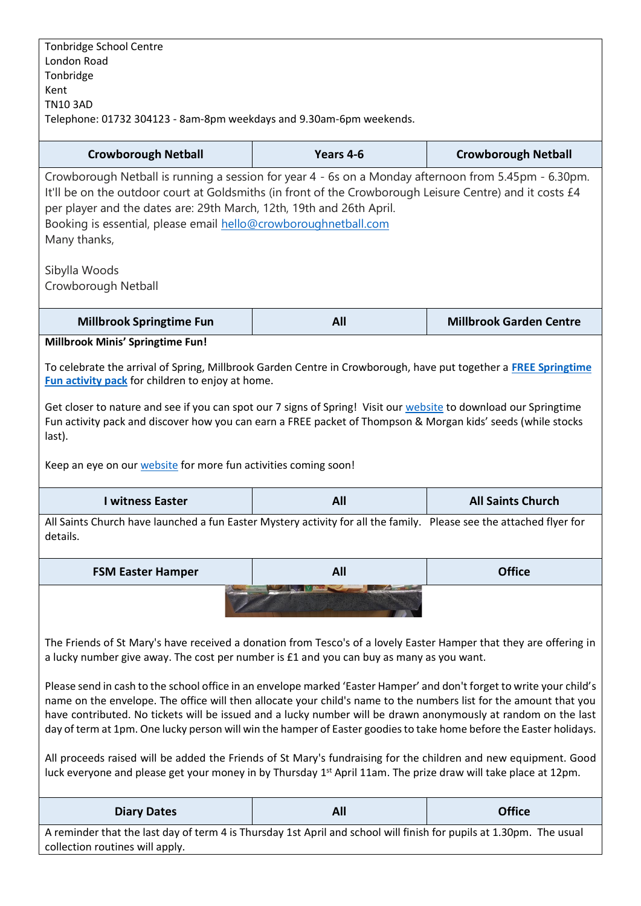Tonbridge School Centre
London Road
Tonbridge
Kent
TN10 3AD
Telephone: 01732 304123 - 8am-8pm weekdays and 9.30am-6pm weekends.

| Crowborough Netball | Years 4-6 | Crowborough Netball |
|---|---|---|

Crowborough Netball is running a session for year 4 - 6s on a Monday afternoon from 5.45pm - 6.30pm. It'll be on the outdoor court at Goldsmiths (in front of the Crowborough Leisure Centre) and it costs £4 per player and the dates are: 29th March, 12th, 19th and 26th April.
Booking is essential, please email hello@crowboroughnetball.com
Many thanks,

Sibylla Woods
Crowborough Netball

| Millbrook Springtime Fun | All | Millbrook Garden Centre |
|---|---|---|

**Millbrook Minis' Springtime Fun!**

To celebrate the arrival of Spring, Millbrook Garden Centre in Crowborough, have put together a **FREE Springtime Fun activity pack** for children to enjoy at home.

Get closer to nature and see if you can spot our 7 signs of Spring! Visit our website to download our Springtime Fun activity pack and discover how you can earn a FREE packet of Thompson & Morgan kids' seeds (while stocks last).

Keep an eye on our website for more fun activities coming soon!

| I witness Easter | All | All Saints Church |
|---|---|---|

All Saints Church have launched a fun Easter Mystery activity for all the family. Please see the attached flyer for details.

| FSM Easter Hamper | All | Office |
|---|---|---|

The Friends of St Mary's have received a donation from Tesco's of a lovely Easter Hamper that they are offering in a lucky number give away. The cost per number is £1 and you can buy as many as you want.

Please send in cash to the school office in an envelope marked 'Easter Hamper' and don't forget to write your child's name on the envelope. The office will then allocate your child's name to the numbers list for the amount that you have contributed. No tickets will be issued and a lucky number will be drawn anonymously at random on the last day of term at 1pm. One lucky person will win the hamper of Easter goodies to take home before the Easter holidays.

All proceeds raised will be added the Friends of St Mary's fundraising for the children and new equipment. Good luck everyone and please get your money in by Thursday 1st April 11am. The prize draw will take place at 12pm.

| Diary Dates | All | Office |
|---|---|---|

A reminder that the last day of term 4 is Thursday 1st April and school will finish for pupils at 1.30pm. The usual collection routines will apply.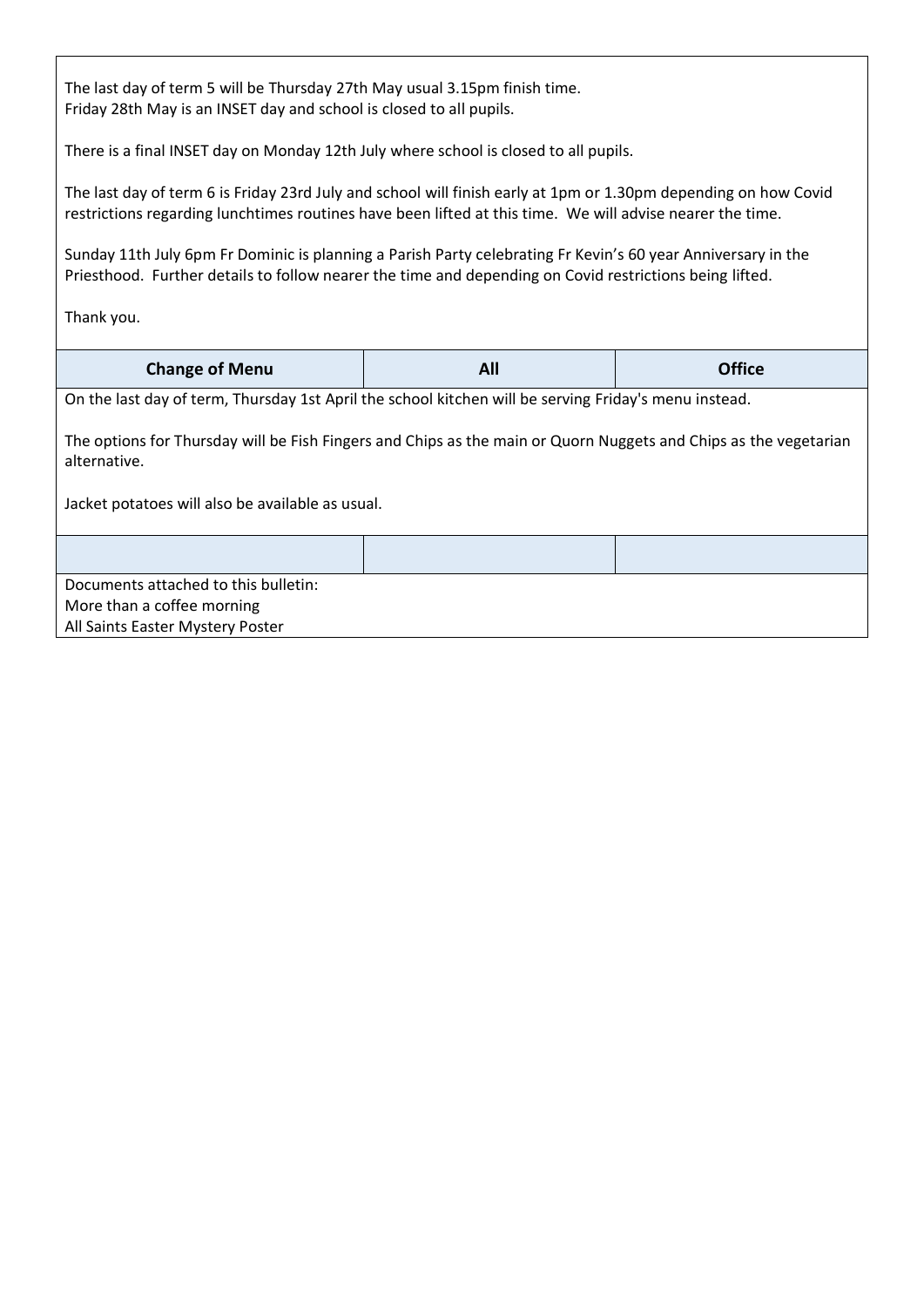The last day of term 5 will be Thursday 27th May usual 3.15pm finish time.
Friday 28th May is an INSET day and school is closed to all pupils.

There is a final INSET day on Monday 12th July where school is closed to all pupils.

The last day of term 6 is Friday 23rd July and school will finish early at 1pm or 1.30pm depending on how Covid restrictions regarding lunchtimes routines have been lifted at this time. We will advise nearer the time.

Sunday 11th July 6pm Fr Dominic is planning a Parish Party celebrating Fr Kevin's 60 year Anniversary in the Priesthood. Further details to follow nearer the time and depending on Covid restrictions being lifted.

Thank you.

| Change of Menu | All | Office |
|---|---|---|

On the last day of term, Thursday 1st April the school kitchen will be serving Friday's menu instead.

The options for Thursday will be Fish Fingers and Chips as the main or Quorn Nuggets and Chips as the vegetarian alternative.

Jacket potatoes will also be available as usual.

Documents attached to this bulletin:
More than a coffee morning
All Saints Easter Mystery Poster